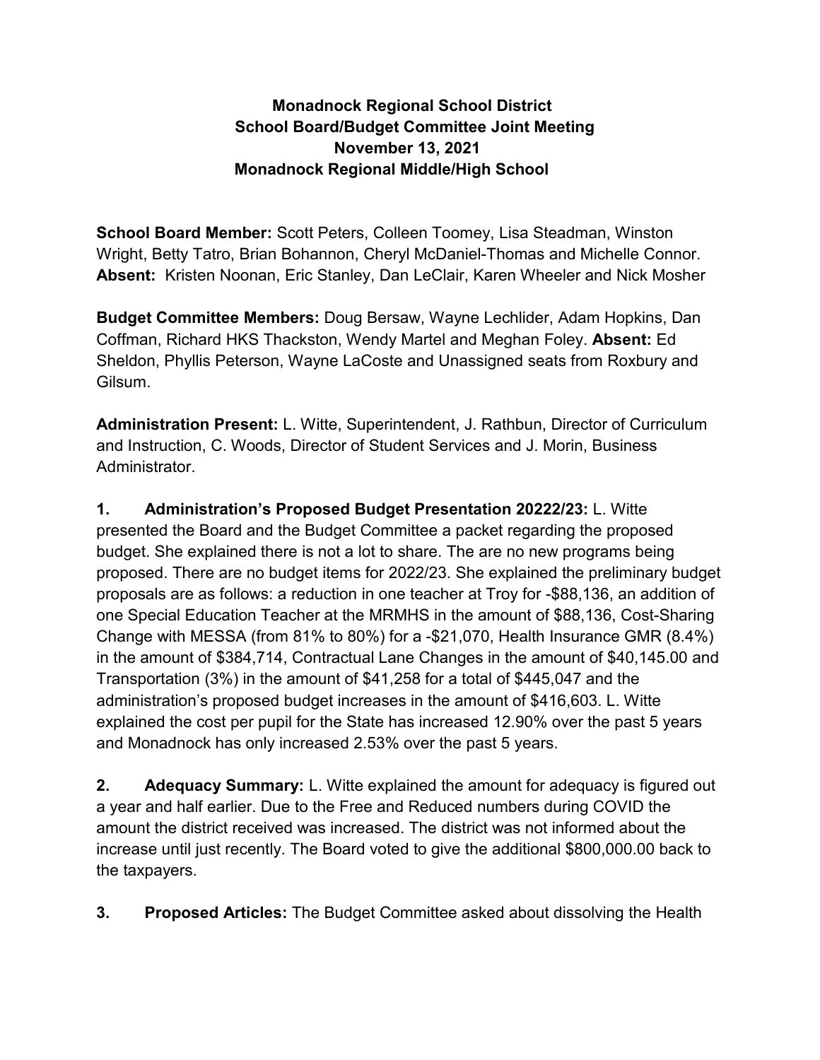# Monadnock Regional School District
## School Board/Budget Committee Joint Meeting
## November 13, 2021
## Monadnock Regional Middle/High School

**School Board Member:** Scott Peters, Colleen Toomey, Lisa Steadman, Winston Wright, Betty Tatro, Brian Bohannon, Cheryl McDaniel-Thomas and Michelle Connor. **Absent:** Kristen Noonan, Eric Stanley, Dan LeClair, Karen Wheeler and Nick Mosher

**Budget Committee Members:** Doug Bersaw, Wayne Lechlider, Adam Hopkins, Dan Coffman, Richard HKS Thackston, Wendy Martel and Meghan Foley. **Absent:** Ed Sheldon, Phyllis Peterson, Wayne LaCoste and Unassigned seats from Roxbury and Gilsum.

**Administration Present:** L. Witte, Superintendent, J. Rathbun, Director of Curriculum and Instruction, C. Woods, Director of Student Services and J. Morin, Business Administrator.

**1. Administration's Proposed Budget Presentation 20222/23:** L. Witte presented the Board and the Budget Committee a packet regarding the proposed budget. She explained there is not a lot to share. The are no new programs being proposed. There are no budget items for 2022/23. She explained the preliminary budget proposals are as follows: a reduction in one teacher at Troy for -$88,136, an addition of one Special Education Teacher at the MRMHS in the amount of $88,136, Cost-Sharing Change with MESSA (from 81% to 80%) for a -$21,070, Health Insurance GMR (8.4%) in the amount of $384,714, Contractual Lane Changes in the amount of $40,145.00 and Transportation (3%) in the amount of $41,258 for a total of $445,047 and the administration's proposed budget increases in the amount of $416,603. L. Witte explained the cost per pupil for the State has increased 12.90% over the past 5 years and Monadnock has only increased 2.53% over the past 5 years.

**2. Adequacy Summary:** L. Witte explained the amount for adequacy is figured out a year and half earlier. Due to the Free and Reduced numbers during COVID the amount the district received was increased. The district was not informed about the increase until just recently. The Board voted to give the additional $800,000.00 back to the taxpayers.

**3. Proposed Articles:** The Budget Committee asked about dissolving the Health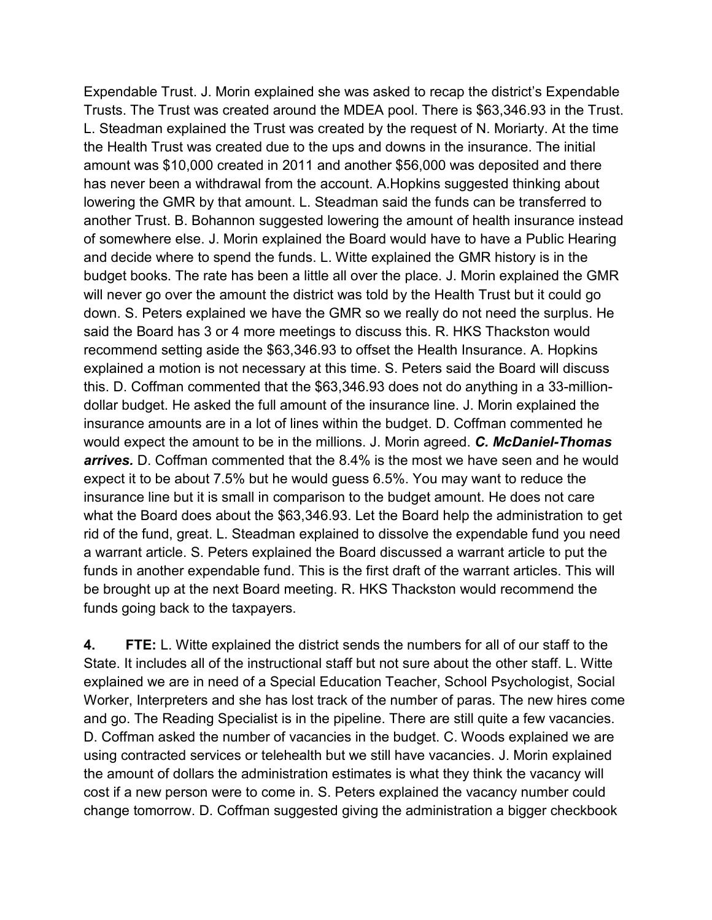Expendable Trust. J. Morin explained she was asked to recap the district's Expendable Trusts. The Trust was created around the MDEA pool. There is $63,346.93 in the Trust. L. Steadman explained the Trust was created by the request of N. Moriarty. At the time the Health Trust was created due to the ups and downs in the insurance. The initial amount was $10,000 created in 2011 and another $56,000 was deposited and there has never been a withdrawal from the account. A.Hopkins suggested thinking about lowering the GMR by that amount. L. Steadman said the funds can be transferred to another Trust. B. Bohannon suggested lowering the amount of health insurance instead of somewhere else. J. Morin explained the Board would have to have a Public Hearing and decide where to spend the funds. L. Witte explained the GMR history is in the budget books. The rate has been a little all over the place. J. Morin explained the GMR will never go over the amount the district was told by the Health Trust but it could go down. S. Peters explained we have the GMR so we really do not need the surplus. He said the Board has 3 or 4 more meetings to discuss this. R. HKS Thackston would recommend setting aside the $63,346.93 to offset the Health Insurance. A. Hopkins explained a motion is not necessary at this time. S. Peters said the Board will discuss this. D. Coffman commented that the $63,346.93 does not do anything in a 33-million-dollar budget. He asked the full amount of the insurance line. J. Morin explained the insurance amounts are in a lot of lines within the budget. D. Coffman commented he would expect the amount to be in the millions. J. Morin agreed. ***C. McDaniel-Thomas arrives.*** D. Coffman commented that the 8.4% is the most we have seen and he would expect it to be about 7.5% but he would guess 6.5%. You may want to reduce the insurance line but it is small in comparison to the budget amount. He does not care what the Board does about the $63,346.93. Let the Board help the administration to get rid of the fund, great. L. Steadman explained to dissolve the expendable fund you need a warrant article. S. Peters explained the Board discussed a warrant article to put the funds in another expendable fund. This is the first draft of the warrant articles. This will be brought up at the next Board meeting. R. HKS Thackston would recommend the funds going back to the taxpayers.

**4. FTE:** L. Witte explained the district sends the numbers for all of our staff to the State. It includes all of the instructional staff but not sure about the other staff. L. Witte explained we are in need of a Special Education Teacher, School Psychologist, Social Worker, Interpreters and she has lost track of the number of paras. The new hires come and go. The Reading Specialist is in the pipeline. There are still quite a few vacancies. D. Coffman asked the number of vacancies in the budget. C. Woods explained we are using contracted services or telehealth but we still have vacancies. J. Morin explained the amount of dollars the administration estimates is what they think the vacancy will cost if a new person were to come in. S. Peters explained the vacancy number could change tomorrow. D. Coffman suggested giving the administration a bigger checkbook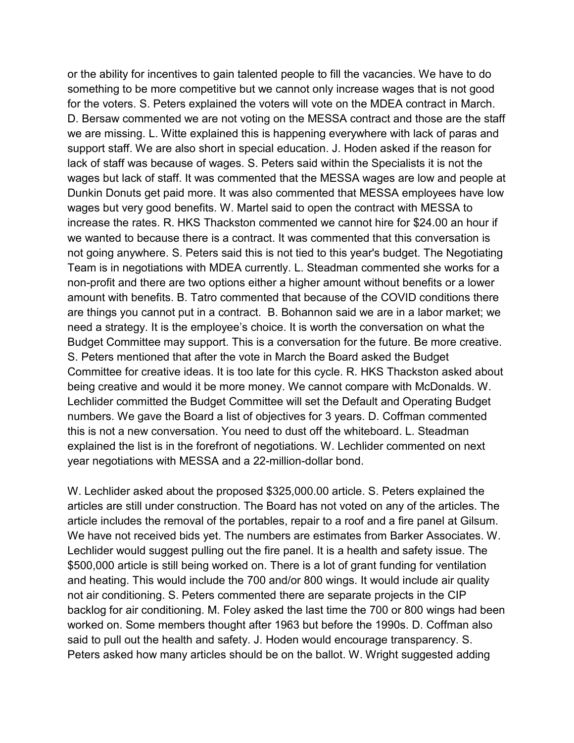or the ability for incentives to gain talented people to fill the vacancies. We have to do something to be more competitive but we cannot only increase wages that is not good for the voters. S. Peters explained the voters will vote on the MDEA contract in March. D. Bersaw commented we are not voting on the MESSA contract and those are the staff we are missing. L. Witte explained this is happening everywhere with lack of paras and support staff. We are also short in special education. J. Hoden asked if the reason for lack of staff was because of wages. S. Peters said within the Specialists it is not the wages but lack of staff. It was commented that the MESSA wages are low and people at Dunkin Donuts get paid more. It was also commented that MESSA employees have low wages but very good benefits. W. Martel said to open the contract with MESSA to increase the rates. R. HKS Thackston commented we cannot hire for $24.00 an hour if we wanted to because there is a contract. It was commented that this conversation is not going anywhere. S. Peters said this is not tied to this year's budget. The Negotiating Team is in negotiations with MDEA currently. L. Steadman commented she works for a non-profit and there are two options either a higher amount without benefits or a lower amount with benefits. B. Tatro commented that because of the COVID conditions there are things you cannot put in a contract. B. Bohannon said we are in a labor market; we need a strategy. It is the employee's choice. It is worth the conversation on what the Budget Committee may support. This is a conversation for the future. Be more creative. S. Peters mentioned that after the vote in March the Board asked the Budget Committee for creative ideas. It is too late for this cycle. R. HKS Thackston asked about being creative and would it be more money. We cannot compare with McDonalds. W. Lechlider committed the Budget Committee will set the Default and Operating Budget numbers. We gave the Board a list of objectives for 3 years. D. Coffman commented this is not a new conversation. You need to dust off the whiteboard. L. Steadman explained the list is in the forefront of negotiations. W. Lechlider commented on next year negotiations with MESSA and a 22-million-dollar bond.

W. Lechlider asked about the proposed $325,000.00 article. S. Peters explained the articles are still under construction. The Board has not voted on any of the articles. The article includes the removal of the portables, repair to a roof and a fire panel at Gilsum. We have not received bids yet. The numbers are estimates from Barker Associates. W. Lechlider would suggest pulling out the fire panel. It is a health and safety issue. The $500,000 article is still being worked on. There is a lot of grant funding for ventilation and heating. This would include the 700 and/or 800 wings. It would include air quality not air conditioning. S. Peters commented there are separate projects in the CIP backlog for air conditioning. M. Foley asked the last time the 700 or 800 wings had been worked on. Some members thought after 1963 but before the 1990s. D. Coffman also said to pull out the health and safety. J. Hoden would encourage transparency. S. Peters asked how many articles should be on the ballot. W. Wright suggested adding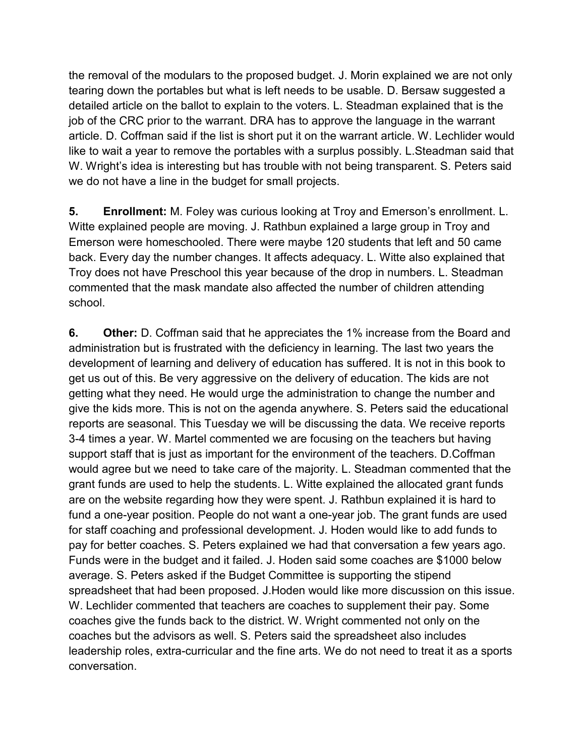the removal of the modulars to the proposed budget. J. Morin explained we are not only tearing down the portables but what is left needs to be usable. D. Bersaw suggested a detailed article on the ballot to explain to the voters. L. Steadman explained that is the job of the CRC prior to the warrant. DRA has to approve the language in the warrant article. D. Coffman said if the list is short put it on the warrant article. W. Lechlider would like to wait a year to remove the portables with a surplus possibly. L.Steadman said that W. Wright's idea is interesting but has trouble with not being transparent. S. Peters said we do not have a line in the budget for small projects.

**5. Enrollment:** M. Foley was curious looking at Troy and Emerson's enrollment. L. Witte explained people are moving. J. Rathbun explained a large group in Troy and Emerson were homeschooled. There were maybe 120 students that left and 50 came back. Every day the number changes. It affects adequacy. L. Witte also explained that Troy does not have Preschool this year because of the drop in numbers. L. Steadman commented that the mask mandate also affected the number of children attending school.

**6. Other:** D. Coffman said that he appreciates the 1% increase from the Board and administration but is frustrated with the deficiency in learning. The last two years the development of learning and delivery of education has suffered. It is not in this book to get us out of this. Be very aggressive on the delivery of education. The kids are not getting what they need. He would urge the administration to change the number and give the kids more. This is not on the agenda anywhere. S. Peters said the educational reports are seasonal. This Tuesday we will be discussing the data. We receive reports 3-4 times a year. W. Martel commented we are focusing on the teachers but having support staff that is just as important for the environment of the teachers. D.Coffman would agree but we need to take care of the majority. L. Steadman commented that the grant funds are used to help the students. L. Witte explained the allocated grant funds are on the website regarding how they were spent. J. Rathbun explained it is hard to fund a one-year position. People do not want a one-year job. The grant funds are used for staff coaching and professional development. J. Hoden would like to add funds to pay for better coaches. S. Peters explained we had that conversation a few years ago. Funds were in the budget and it failed. J. Hoden said some coaches are $1000 below average. S. Peters asked if the Budget Committee is supporting the stipend spreadsheet that had been proposed. J.Hoden would like more discussion on this issue. W. Lechlider commented that teachers are coaches to supplement their pay. Some coaches give the funds back to the district. W. Wright commented not only on the coaches but the advisors as well. S. Peters said the spreadsheet also includes leadership roles, extra-curricular and the fine arts. We do not need to treat it as a sports conversation.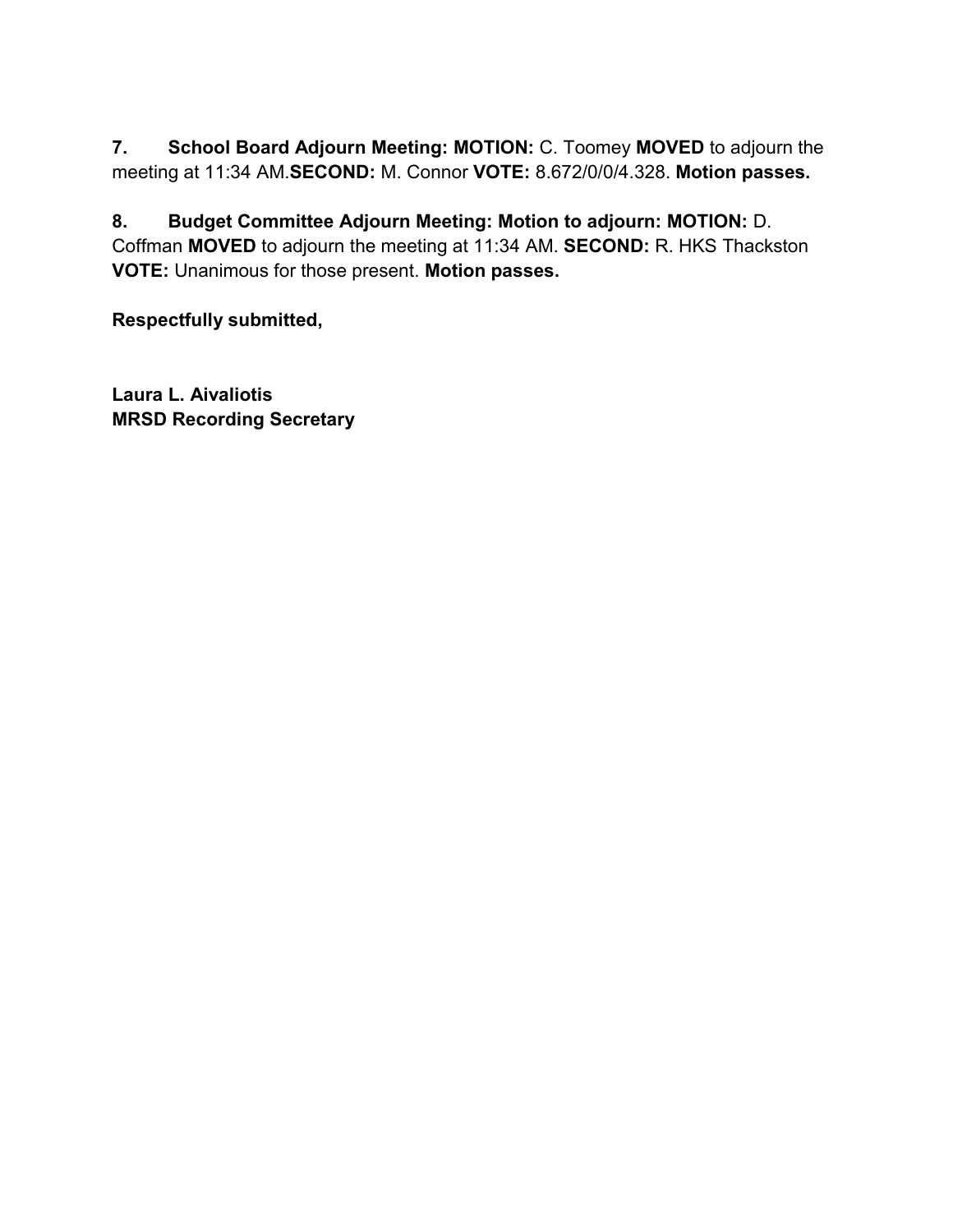**7. School Board Adjourn Meeting: MOTION:** C. Toomey **MOVED** to adjourn the meeting at 11:34 AM.**SECOND:** M. Connor **VOTE:** 8.672/0/0/4.328. **Motion passes.**

**8. Budget Committee Adjourn Meeting: Motion to adjourn: MOTION:** D. Coffman **MOVED** to adjourn the meeting at 11:34 AM. **SECOND:** R. HKS Thackston **VOTE:** Unanimous for those present. **Motion passes.**

**Respectfully submitted,**

**Laura L. Aivaliotis**
**MRSD Recording Secretary**